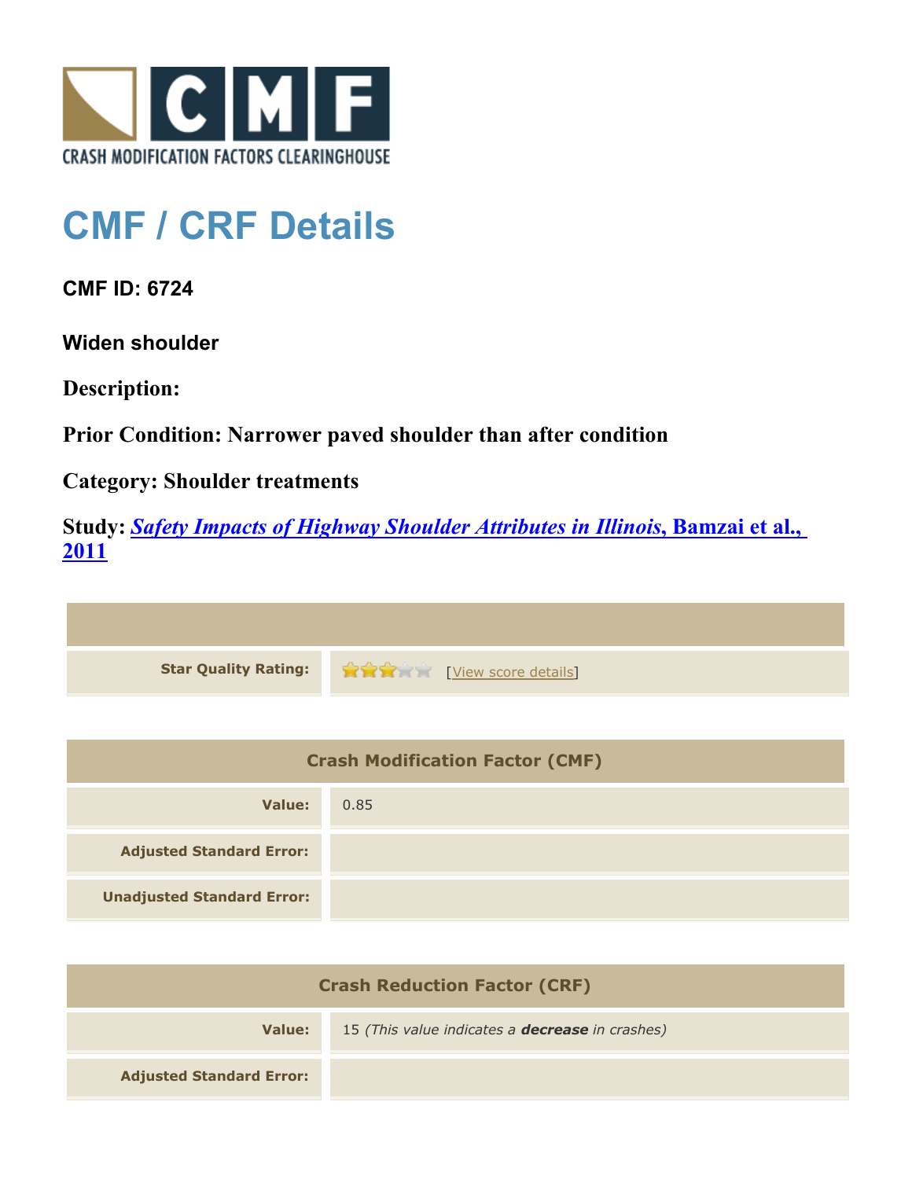CRASH MODIFICATION FACTORS CLEARINGHOUSE

# CMF / CRF Details

### CMF ID: 6724

### Widen shoulder

**Description:**

**Prior Condition: Narrower paved shoulder than after condition**

**Category: Shoulder treatments**

**Study: *Safety Impacts of Highway Shoulder Attributes in Illinois*, Bamzai et al., 2011**

| | |
|---|---|
| **Star Quality Rating:** | 3 of 5 stars [View score details] |

| Crash Modification Factor (CMF) | |
|---|---|
| **Value:** | 0.85 |
| **Adjusted Standard Error:** | |
| **Unadjusted Standard Error:** | |

| Crash Reduction Factor (CRF) | |
|---|---|
| **Value:** | 15 *(This value indicates a* ***decrease*** *in crashes)* |
| **Adjusted Standard Error:** | |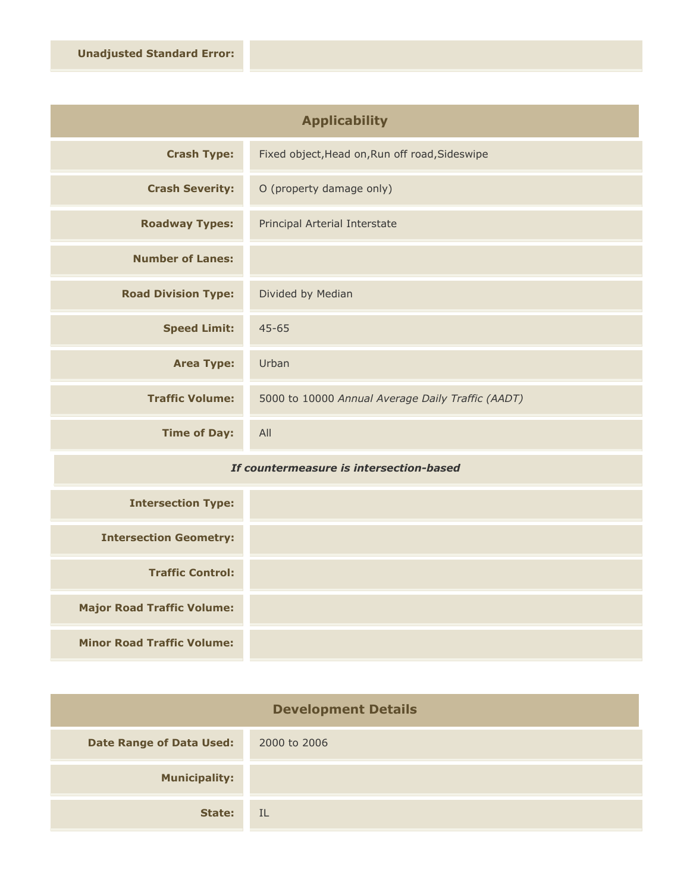| | |
|---|---|
| **Unadjusted Standard Error:** | |

## Applicability

| | |
|---|---|
| **Crash Type:** | Fixed object,Head on,Run off road,Sideswipe |
| **Crash Severity:** | O (property damage only) |
| **Roadway Types:** | Principal Arterial Interstate |
| **Number of Lanes:** | |
| **Road Division Type:** | Divided by Median |
| **Speed Limit:** | 45-65 |
| **Area Type:** | Urban |
| **Traffic Volume:** | 5000 to 10000 *Annual Average Daily Traffic (AADT)* |
| **Time of Day:** | All |

***If countermeasure is intersection-based***

| | |
|---|---|
| **Intersection Type:** | |
| **Intersection Geometry:** | |
| **Traffic Control:** | |
| **Major Road Traffic Volume:** | |
| **Minor Road Traffic Volume:** | |

## Development Details

| | |
|---|---|
| **Date Range of Data Used:** | 2000 to 2006 |
| **Municipality:** | |
| **State:** | IL |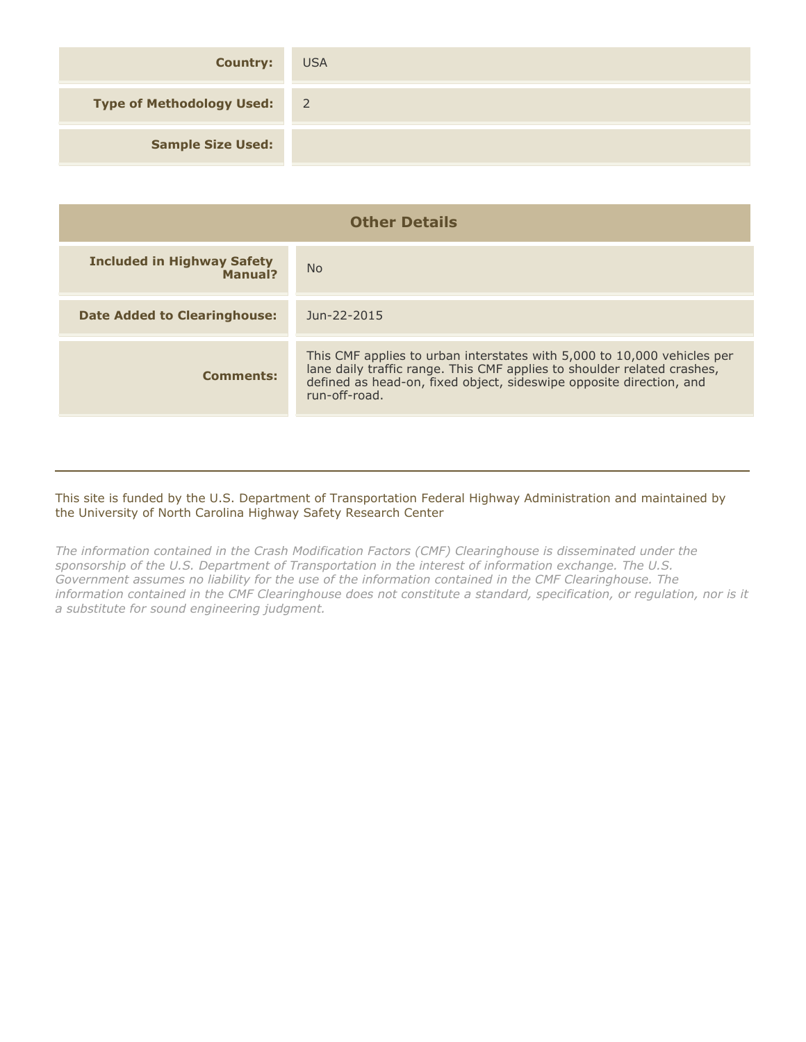| | |
|---|---|
| **Country:** | USA |
| **Type of Methodology Used:** | 2 |
| **Sample Size Used:** | |

## Other Details

| | |
|---|---|
| **Included in Highway Safety Manual?** | No |
| **Date Added to Clearinghouse:** | Jun-22-2015 |
| **Comments:** | This CMF applies to urban interstates with 5,000 to 10,000 vehicles per lane daily traffic range. This CMF applies to shoulder related crashes, defined as head-on, fixed object, sideswipe opposite direction, and run-off-road. |

---

This site is funded by the U.S. Department of Transportation Federal Highway Administration and maintained by the University of North Carolina Highway Safety Research Center

*The information contained in the Crash Modification Factors (CMF) Clearinghouse is disseminated under the sponsorship of the U.S. Department of Transportation in the interest of information exchange. The U.S. Government assumes no liability for the use of the information contained in the CMF Clearinghouse. The information contained in the CMF Clearinghouse does not constitute a standard, specification, or regulation, nor is it a substitute for sound engineering judgment.*